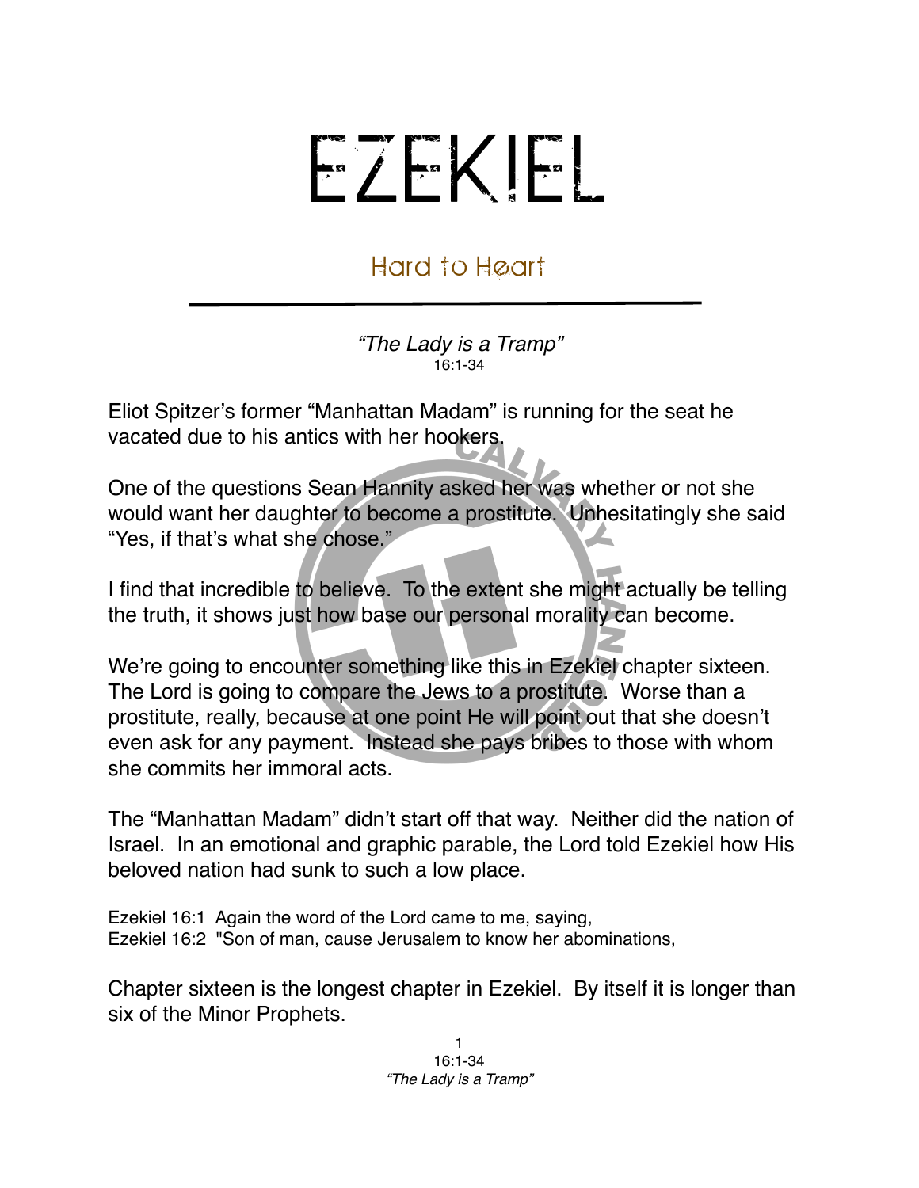# EZEKIEL

## Hard to Heart

*"The Lady is a Tramp"*
16:1-34

Eliot Spitzer's former "Manhattan Madam" is running for the seat he vacated due to his antics with her hookers.

One of the questions Sean Hannity asked her was whether or not she would want her daughter to become a prostitute. Unhesitatingly she said "Yes, if that's what she chose."

I find that incredible to believe. To the extent she might actually be telling the truth, it shows just how base our personal morality can become.

We're going to encounter something like this in Ezekiel chapter sixteen. The Lord is going to compare the Jews to a prostitute. Worse than a prostitute, really, because at one point He will point out that she doesn't even ask for any payment. Instead she pays bribes to those with whom she commits her immoral acts.

The "Manhattan Madam" didn't start off that way. Neither did the nation of Israel. In an emotional and graphic parable, the Lord told Ezekiel how His beloved nation had sunk to such a low place.

Ezekiel 16:1 Again the word of the Lord came to me, saying,
Ezekiel 16:2 "Son of man, cause Jerusalem to know her abominations,

Chapter sixteen is the longest chapter in Ezekiel. By itself it is longer than six of the Minor Prophets.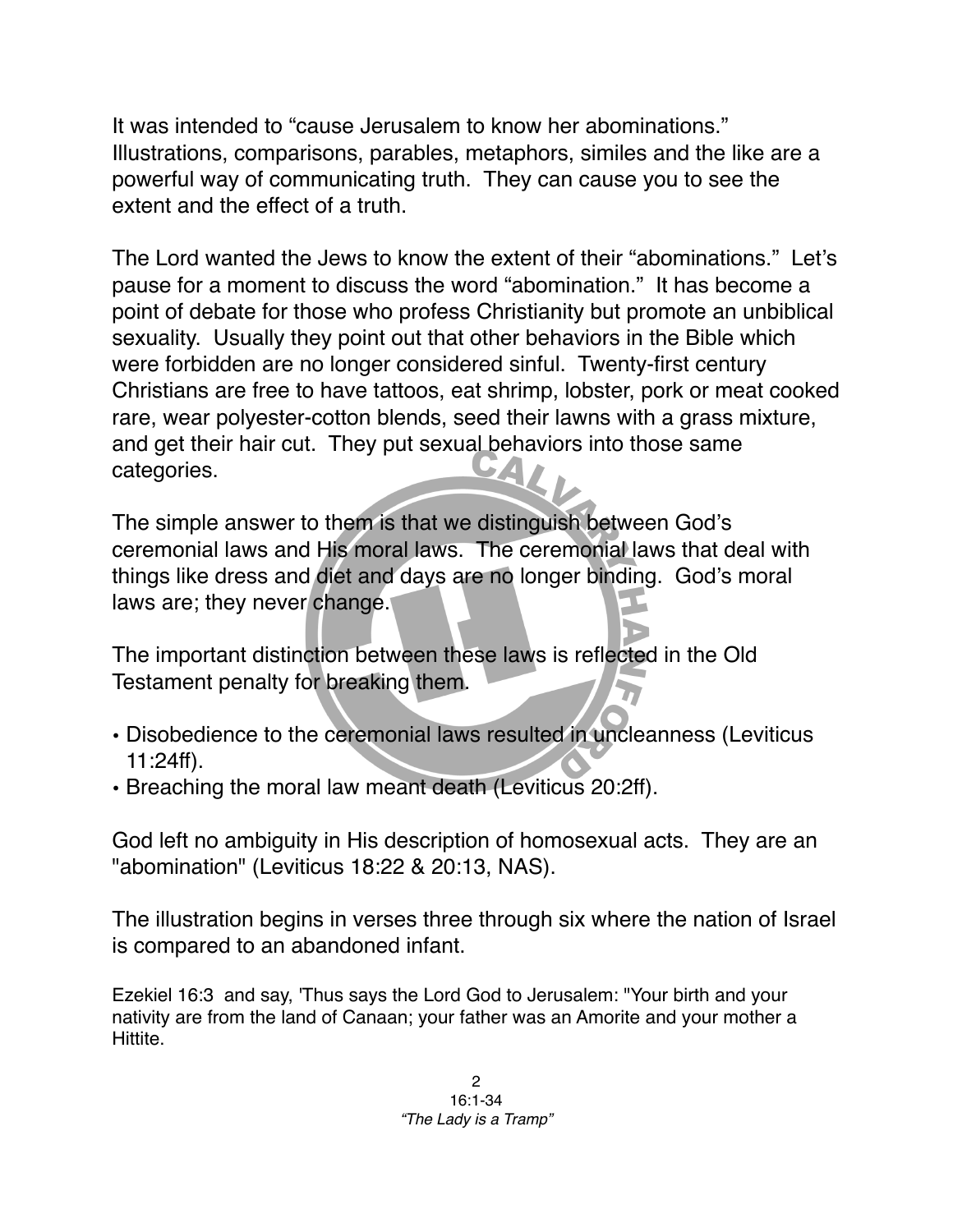It was intended to “cause Jerusalem to know her abominations.” Illustrations, comparisons, parables, metaphors, similes and the like are a powerful way of communicating truth. They can cause you to see the extent and the effect of a truth.

The Lord wanted the Jews to know the extent of their “abominations.” Let’s pause for a moment to discuss the word “abomination.” It has become a point of debate for those who profess Christianity but promote an unbiblical sexuality. Usually they point out that other behaviors in the Bible which were forbidden are no longer considered sinful. Twenty-first century Christians are free to have tattoos, eat shrimp, lobster, pork or meat cooked rare, wear polyester-cotton blends, seed their lawns with a grass mixture, and get their hair cut. They put sexual behaviors into those same categories.

The simple answer to them is that we distinguish between God’s ceremonial laws and His moral laws. The ceremonial laws that deal with things like dress and diet and days are no longer binding. God’s moral laws are; they never change.

The important distinction between these laws is reflected in the Old Testament penalty for breaking them.

- Disobedience to the ceremonial laws resulted in uncleanness (Leviticus 11:24ff).
- Breaching the moral law meant death (Leviticus 20:2ff).

God left no ambiguity in His description of homosexual acts. They are an "abomination" (Leviticus 18:22 & 20:13, NAS).

The illustration begins in verses three through six where the nation of Israel is compared to an abandoned infant.

Ezekiel 16:3 and say, 'Thus says the Lord God to Jerusalem: "Your birth and your nativity are from the land of Canaan; your father was an Amorite and your mother a Hittite.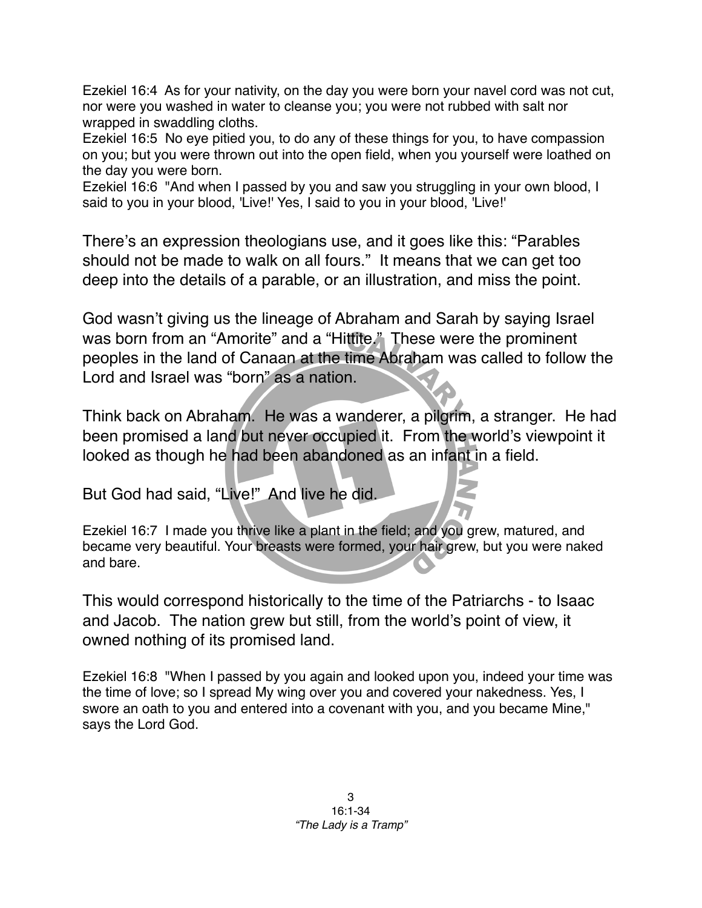Ezekiel 16:4 As for your nativity, on the day you were born your navel cord was not cut, nor were you washed in water to cleanse you; you were not rubbed with salt nor wrapped in swaddling cloths.
Ezekiel 16:5 No eye pitied you, to do any of these things for you, to have compassion on you; but you were thrown out into the open field, when you yourself were loathed on the day you were born.
Ezekiel 16:6 "And when I passed by you and saw you struggling in your own blood, I said to you in your blood, 'Live!' Yes, I said to you in your blood, 'Live!'

There's an expression theologians use, and it goes like this: "Parables should not be made to walk on all fours." It means that we can get too deep into the details of a parable, or an illustration, and miss the point.

God wasn't giving us the lineage of Abraham and Sarah by saying Israel was born from an "Amorite" and a "Hittite." These were the prominent peoples in the land of Canaan at the time Abraham was called to follow the Lord and Israel was "born" as a nation.

Think back on Abraham. He was a wanderer, a pilgrim, a stranger. He had been promised a land but never occupied it. From the world's viewpoint it looked as though he had been abandoned as an infant in a field.

But God had said, "Live!" And live he did.

Ezekiel 16:7 I made you thrive like a plant in the field; and you grew, matured, and became very beautiful. Your breasts were formed, your hair grew, but you were naked and bare.

This would correspond historically to the time of the Patriarchs - to Isaac and Jacob. The nation grew but still, from the world's point of view, it owned nothing of its promised land.

Ezekiel 16:8 "When I passed by you again and looked upon you, indeed your time was the time of love; so I spread My wing over you and covered your nakedness. Yes, I swore an oath to you and entered into a covenant with you, and you became Mine," says the Lord God.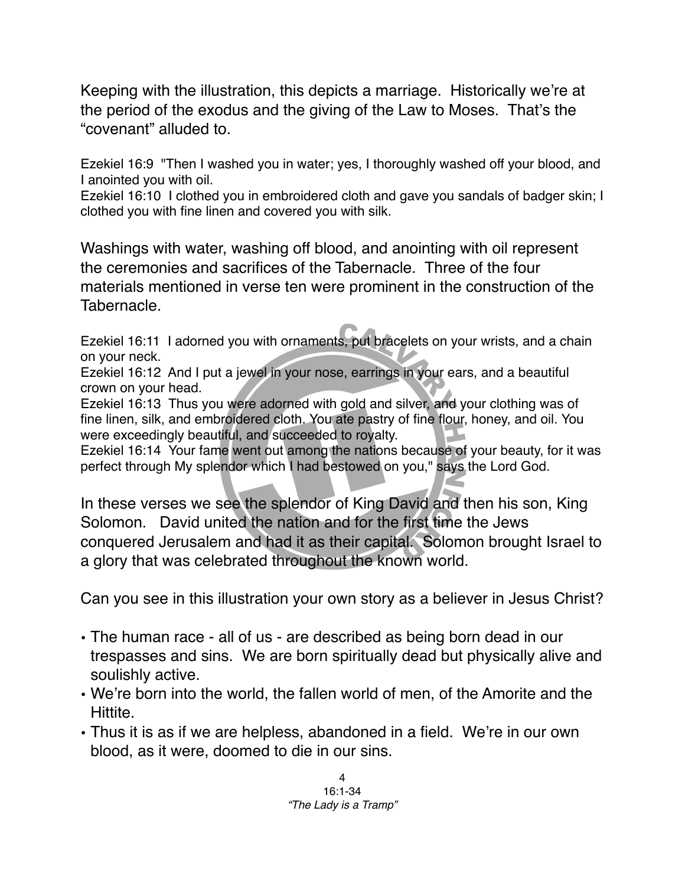Keeping with the illustration, this depicts a marriage. Historically we're at the period of the exodus and the giving of the Law to Moses. That's the "covenant" alluded to.

Ezekiel 16:9 "Then I washed you in water; yes, I thoroughly washed off your blood, and I anointed you with oil.
Ezekiel 16:10 I clothed you in embroidered cloth and gave you sandals of badger skin; I clothed you with fine linen and covered you with silk.

Washings with water, washing off blood, and anointing with oil represent the ceremonies and sacrifices of the Tabernacle. Three of the four materials mentioned in verse ten were prominent in the construction of the Tabernacle.

Ezekiel 16:11 I adorned you with ornaments, put bracelets on your wrists, and a chain on your neck.
Ezekiel 16:12 And I put a jewel in your nose, earrings in your ears, and a beautiful crown on your head.
Ezekiel 16:13 Thus you were adorned with gold and silver, and your clothing was of fine linen, silk, and embroidered cloth. You ate pastry of fine flour, honey, and oil. You were exceedingly beautiful, and succeeded to royalty.
Ezekiel 16:14 Your fame went out among the nations because of your beauty, for it was perfect through My splendor which I had bestowed on you," says the Lord God.

In these verses we see the splendor of King David and then his son, King Solomon. David united the nation and for the first time the Jews conquered Jerusalem and had it as their capital. Solomon brought Israel to a glory that was celebrated throughout the known world.

Can you see in this illustration your own story as a believer in Jesus Christ?

- The human race - all of us - are described as being born dead in our trespasses and sins. We are born spiritually dead but physically alive and soulishly active.
- We're born into the world, the fallen world of men, of the Amorite and the Hittite.
- Thus it is as if we are helpless, abandoned in a field. We're in our own blood, as it were, doomed to die in our sins.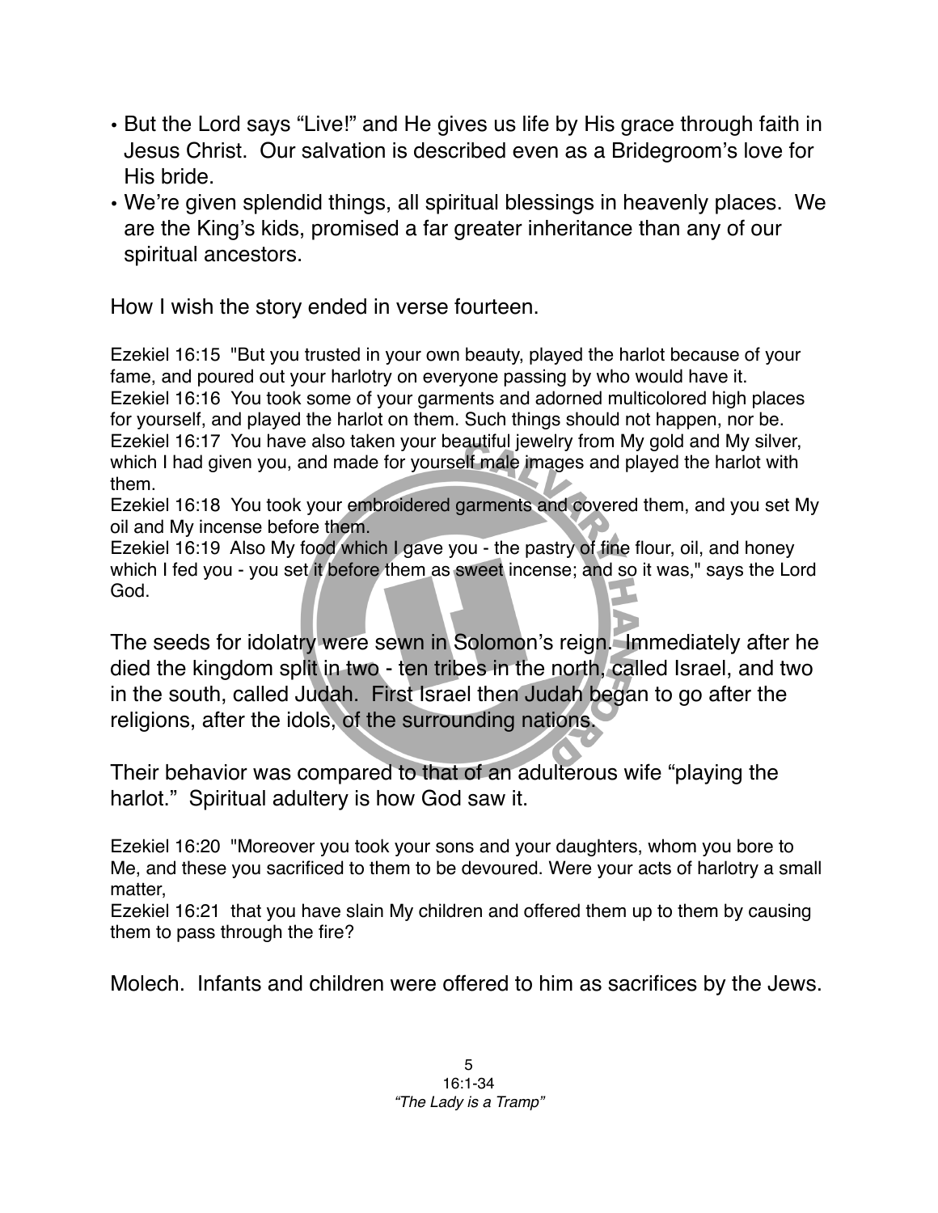- But the Lord says "Live!" and He gives us life by His grace through faith in Jesus Christ. Our salvation is described even as a Bridegroom's love for His bride.
- We're given splendid things, all spiritual blessings in heavenly places. We are the King's kids, promised a far greater inheritance than any of our spiritual ancestors.

How I wish the story ended in verse fourteen.

Ezekiel 16:15 "But you trusted in your own beauty, played the harlot because of your fame, and poured out your harlotry on everyone passing by who would have it.
Ezekiel 16:16 You took some of your garments and adorned multicolored high places for yourself, and played the harlot on them. Such things should not happen, nor be.
Ezekiel 16:17 You have also taken your beautiful jewelry from My gold and My silver, which I had given you, and made for yourself male images and played the harlot with them.
Ezekiel 16:18 You took your embroidered garments and covered them, and you set My oil and My incense before them.
Ezekiel 16:19 Also My food which I gave you - the pastry of fine flour, oil, and honey which I fed you - you set it before them as sweet incense; and so it was," says the Lord God.

The seeds for idolatry were sewn in Solomon's reign. Immediately after he died the kingdom split in two - ten tribes in the north, called Israel, and two in the south, called Judah. First Israel then Judah began to go after the religions, after the idols, of the surrounding nations.

Their behavior was compared to that of an adulterous wife "playing the harlot." Spiritual adultery is how God saw it.

Ezekiel 16:20 "Moreover you took your sons and your daughters, whom you bore to Me, and these you sacrificed to them to be devoured. Were your acts of harlotry a small matter,
Ezekiel 16:21 that you have slain My children and offered them up to them by causing them to pass through the fire?

Molech. Infants and children were offered to him as sacrifices by the Jews.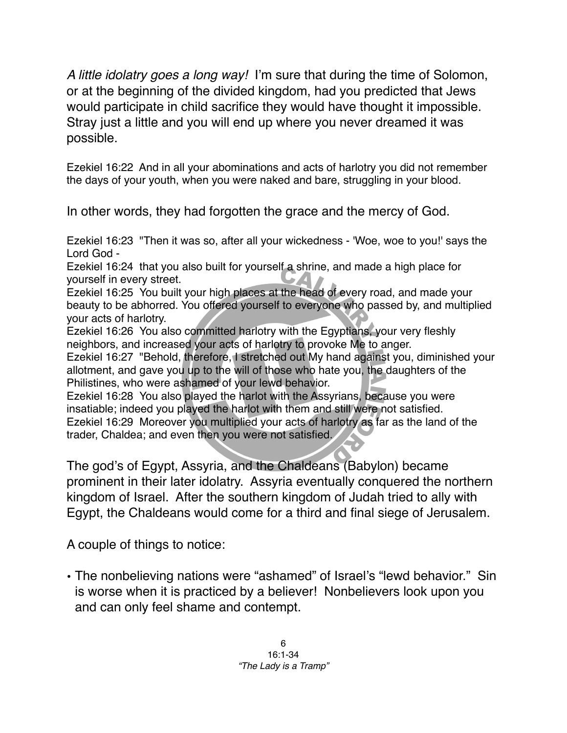*A little idolatry goes a long way!* I'm sure that during the time of Solomon, or at the beginning of the divided kingdom, had you predicted that Jews would participate in child sacrifice they would have thought it impossible. Stray just a little and you will end up where you never dreamed it was possible.

Ezekiel 16:22 And in all your abominations and acts of harlotry you did not remember the days of your youth, when you were naked and bare, struggling in your blood.

In other words, they had forgotten the grace and the mercy of God.

Ezekiel 16:23 "Then it was so, after all your wickedness - 'Woe, woe to you!' says the Lord God -
Ezekiel 16:24 that you also built for yourself a shrine, and made a high place for yourself in every street.
Ezekiel 16:25 You built your high places at the head of every road, and made your beauty to be abhorred. You offered yourself to everyone who passed by, and multiplied your acts of harlotry.
Ezekiel 16:26 You also committed harlotry with the Egyptians, your very fleshly neighbors, and increased your acts of harlotry to provoke Me to anger.
Ezekiel 16:27 "Behold, therefore, I stretched out My hand against you, diminished your allotment, and gave you up to the will of those who hate you, the daughters of the Philistines, who were ashamed of your lewd behavior.
Ezekiel 16:28 You also played the harlot with the Assyrians, because you were insatiable; indeed you played the harlot with them and still were not satisfied.
Ezekiel 16:29 Moreover you multiplied your acts of harlotry as far as the land of the trader, Chaldea; and even then you were not satisfied.

The god's of Egypt, Assyria, and the Chaldeans (Babylon) became prominent in their later idolatry. Assyria eventually conquered the northern kingdom of Israel. After the southern kingdom of Judah tried to ally with Egypt, the Chaldeans would come for a third and final siege of Jerusalem.

A couple of things to notice:

- The nonbelieving nations were "ashamed" of Israel's "lewd behavior." Sin is worse when it is practiced by a believer! Nonbelievers look upon you and can only feel shame and contempt.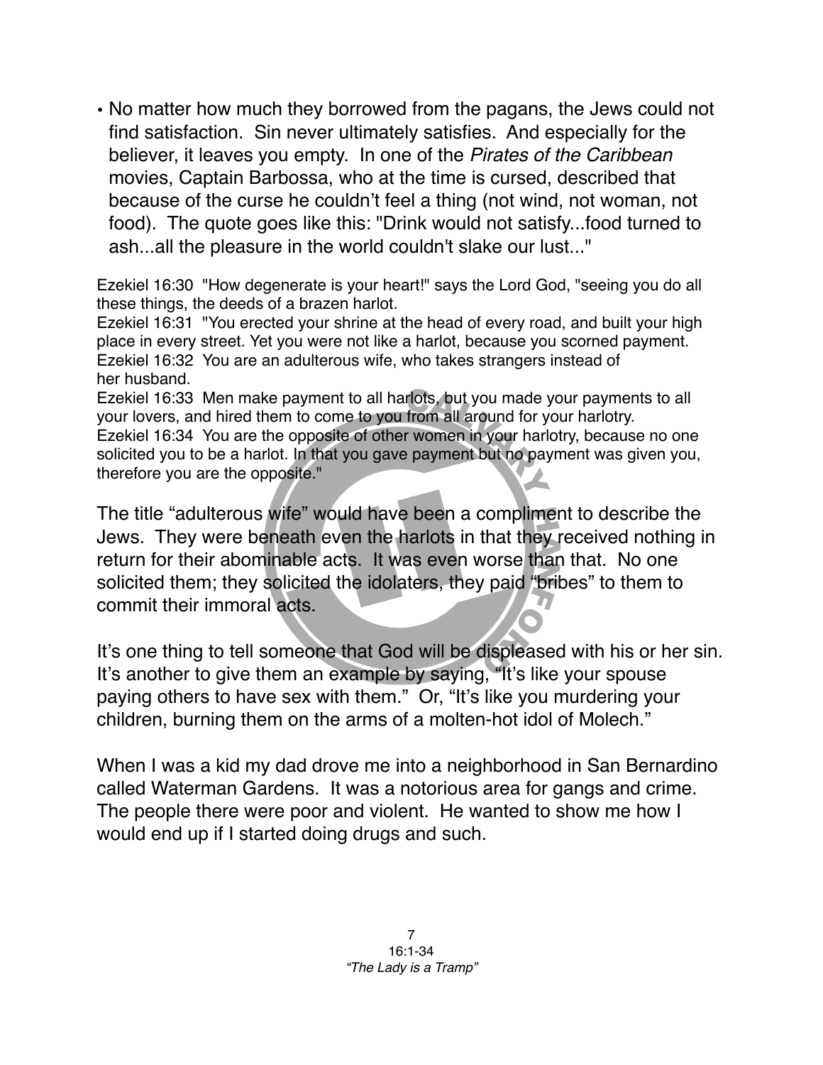- No matter how much they borrowed from the pagans, the Jews could not find satisfaction. Sin never ultimately satisfies. And especially for the believer, it leaves you empty. In one of the *Pirates of the Caribbean* movies, Captain Barbossa, who at the time is cursed, described that because of the curse he couldn't feel a thing (not wind, not woman, not food). The quote goes like this: "Drink would not satisfy...food turned to ash...all the pleasure in the world couldn't slake our lust..."

Ezekiel 16:30 "How degenerate is your heart!" says the Lord God, "seeing you do all these things, the deeds of a brazen harlot.
Ezekiel 16:31 "You erected your shrine at the head of every road, and built your high place in every street. Yet you were not like a harlot, because you scorned payment.
Ezekiel 16:32 You are an adulterous wife, who takes strangers instead of her husband.
Ezekiel 16:33 Men make payment to all harlots, but you made your payments to all your lovers, and hired them to come to you from all around for your harlotry.
Ezekiel 16:34 You are the opposite of other women in your harlotry, because no one solicited you to be a harlot. In that you gave payment but no payment was given you, therefore you are the opposite."

The title "adulterous wife" would have been a compliment to describe the Jews. They were beneath even the harlots in that they received nothing in return for their abominable acts. It was even worse than that. No one solicited them; they solicited the idolaters, they paid "bribes" to them to commit their immoral acts.

It's one thing to tell someone that God will be displeased with his or her sin. It's another to give them an example by saying, "It's like your spouse paying others to have sex with them." Or, "It's like you murdering your children, burning them on the arms of a molten-hot idol of Molech."

When I was a kid my dad drove me into a neighborhood in San Bernardino called Waterman Gardens. It was a notorious area for gangs and crime. The people there were poor and violent. He wanted to show me how I would end up if I started doing drugs and such.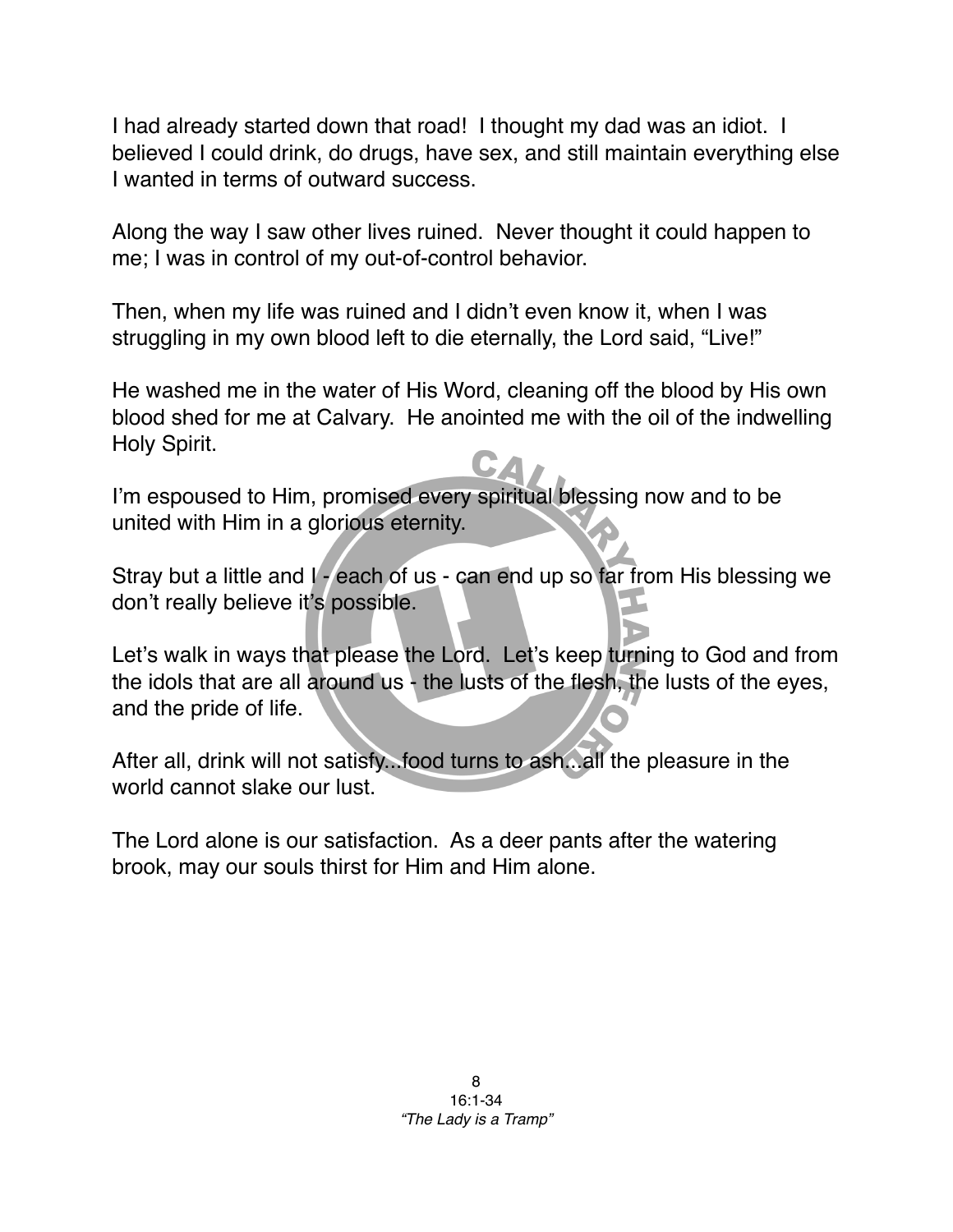I had already started down that road! I thought my dad was an idiot. I believed I could drink, do drugs, have sex, and still maintain everything else I wanted in terms of outward success.

Along the way I saw other lives ruined. Never thought it could happen to me; I was in control of my out-of-control behavior.

Then, when my life was ruined and I didn't even know it, when I was struggling in my own blood left to die eternally, the Lord said, "Live!"

He washed me in the water of His Word, cleaning off the blood by His own blood shed for me at Calvary. He anointed me with the oil of the indwelling Holy Spirit.

I'm espoused to Him, promised every spiritual blessing now and to be united with Him in a glorious eternity.

Stray but a little and I - each of us - can end up so far from His blessing we don't really believe it's possible.

Let's walk in ways that please the Lord. Let's keep turning to God and from the idols that are all around us - the lusts of the flesh, the lusts of the eyes, and the pride of life.

After all, drink will not satisfy...food turns to ash...all the pleasure in the world cannot slake our lust.

The Lord alone is our satisfaction. As a deer pants after the watering brook, may our souls thirst for Him and Him alone.